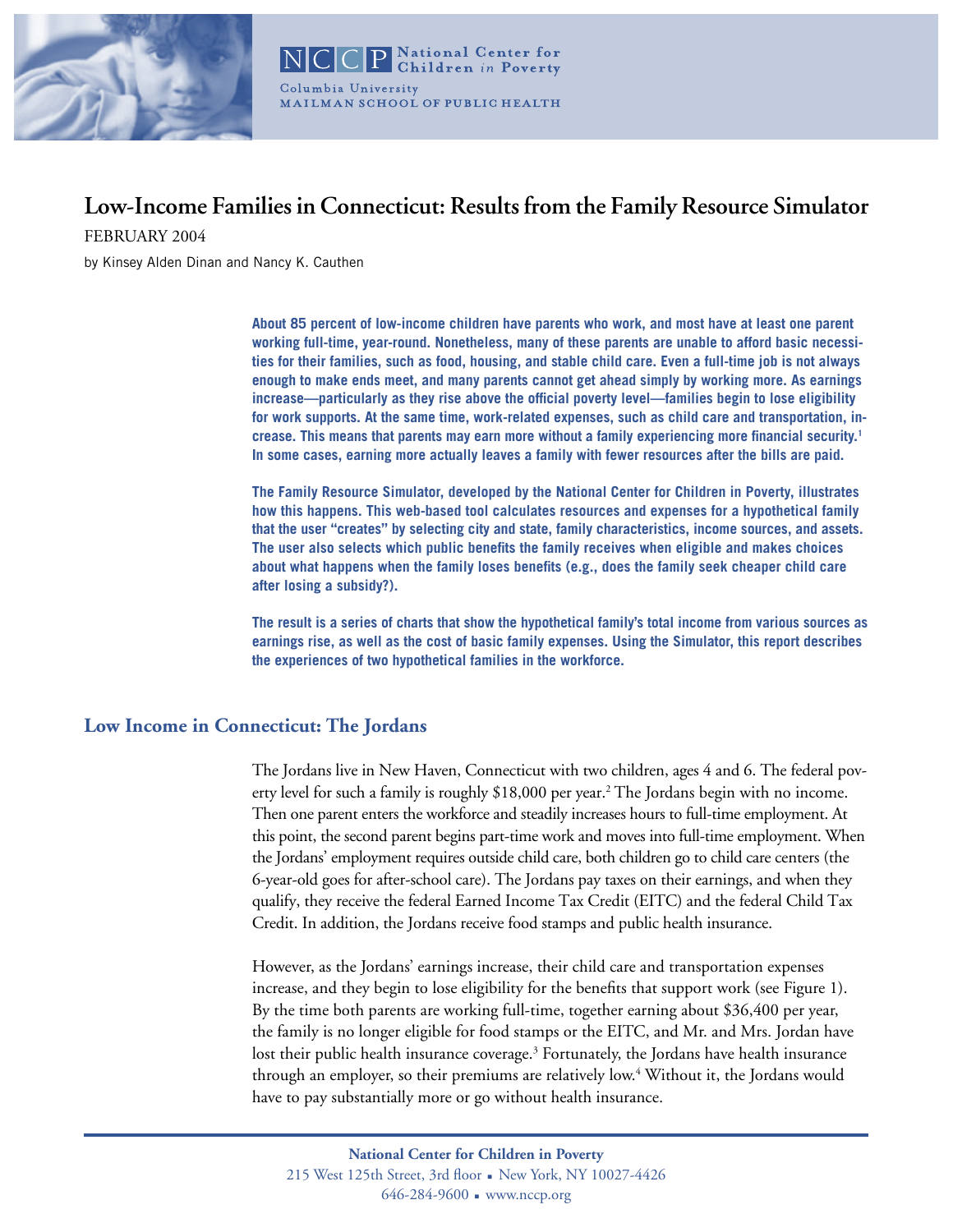NCCP National Center for Children *in* Poverty
Columbia University
MAILMAN SCHOOL OF PUBLIC HEALTH

# Low-Income Families in Connecticut: Results from the Family Resource Simulator

FEBRUARY 2004

by Kinsey Alden Dinan and Nancy K. Cauthen

**About 85 percent of low-income children have parents who work, and most have at least one parent working full-time, year-round. Nonetheless, many of these parents are unable to afford basic necessities for their families, such as food, housing, and stable child care. Even a full-time job is not always enough to make ends meet, and many parents cannot get ahead simply by working more. As earnings increase—particularly as they rise above the official poverty level—families begin to lose eligibility for work supports. At the same time, work-related expenses, such as child care and transportation, increase. This means that parents may earn more without a family experiencing more financial security.[1] In some cases, earning more actually leaves a family with fewer resources after the bills are paid.**

**The Family Resource Simulator, developed by the National Center for Children in Poverty, illustrates how this happens. This web-based tool calculates resources and expenses for a hypothetical family that the user "creates" by selecting city and state, family characteristics, income sources, and assets. The user also selects which public benefits the family receives when eligible and makes choices about what happens when the family loses benefits (e.g., does the family seek cheaper child care after losing a subsidy?).**

**The result is a series of charts that show the hypothetical family's total income from various sources as earnings rise, as well as the cost of basic family expenses. Using the Simulator, this report describes the experiences of two hypothetical families in the workforce.**

## Low Income in Connecticut: The Jordans

The Jordans live in New Haven, Connecticut with two children, ages 4 and 6. The federal poverty level for such a family is roughly $18,000 per year.[2] The Jordans begin with no income. Then one parent enters the workforce and steadily increases hours to full-time employment. At this point, the second parent begins part-time work and moves into full-time employment. When the Jordans' employment requires outside child care, both children go to child care centers (the 6-year-old goes for after-school care). The Jordans pay taxes on their earnings, and when they qualify, they receive the federal Earned Income Tax Credit (EITC) and the federal Child Tax Credit. In addition, the Jordans receive food stamps and public health insurance.

However, as the Jordans' earnings increase, their child care and transportation expenses increase, and they begin to lose eligibility for the benefits that support work (see Figure 1). By the time both parents are working full-time, together earning about $36,400 per year, the family is no longer eligible for food stamps or the EITC, and Mr. and Mrs. Jordan have lost their public health insurance coverage.[3] Fortunately, the Jordans have health insurance through an employer, so their premiums are relatively low.[4] Without it, the Jordans would have to pay substantially more or go without health insurance.

National Center for Children in Poverty
215 West 125th Street, 3rd floor ▪ New York, NY 10027-4426
646-284-9600 ▪ www.nccp.org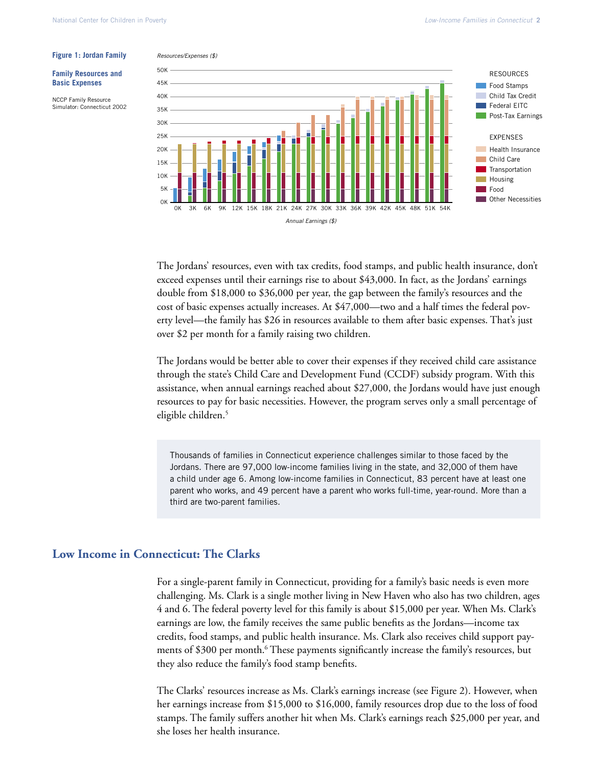**Figure 1: Jordan Family**

**Family Resources and Basic Expenses**

NCCP Family Resource Simulator: Connecticut 2002

The Jordans' resources, even with tax credits, food stamps, and public health insurance, don't exceed expenses until their earnings rise to about $43,000. In fact, as the Jordans' earnings double from $18,000 to $36,000 per year, the gap between the family's resources and the cost of basic expenses actually increases. At $47,000—two and a half times the federal poverty level—the family has $26 in resources available to them after basic expenses. That's just over $2 per month for a family raising two children.

The Jordans would be better able to cover their expenses if they received child care assistance through the state's Child Care and Development Fund (CCDF) subsidy program. With this assistance, when annual earnings reached about $27,000, the Jordans would have just enough resources to pay for basic necessities. However, the program serves only a small percentage of eligible children.[5]

> Thousands of families in Connecticut experience challenges similar to those faced by the Jordans. There are 97,000 low-income families living in the state, and 32,000 of them have a child under age 6. Among low-income families in Connecticut, 83 percent have at least one parent who works, and 49 percent have a parent who works full-time, year-round. More than a third are two-parent families.

## Low Income in Connecticut: The Clarks

For a single-parent family in Connecticut, providing for a family's basic needs is even more challenging. Ms. Clark is a single mother living in New Haven who also has two children, ages 4 and 6. The federal poverty level for this family is about $15,000 per year. When Ms. Clark's earnings are low, the family receives the same public benefits as the Jordans—income tax credits, food stamps, and public health insurance. Ms. Clark also receives child support payments of $300 per month.[6] These payments significantly increase the family's resources, but they also reduce the family's food stamp benefits.

The Clarks' resources increase as Ms. Clark's earnings increase (see Figure 2). However, when her earnings increase from $15,000 to $16,000, family resources drop due to the loss of food stamps. The family suffers another hit when Ms. Clark's earnings reach $25,000 per year, and she loses her health insurance.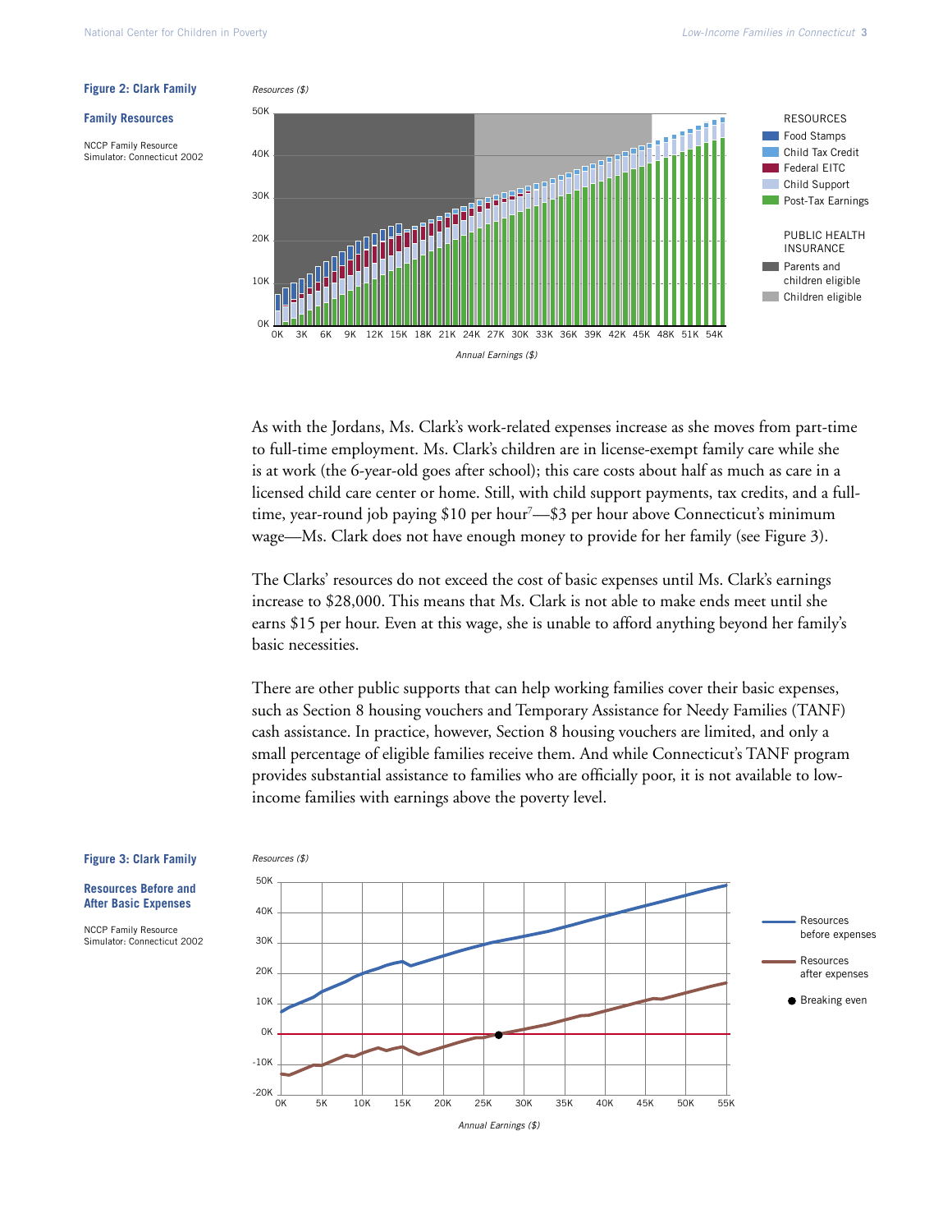**Figure 2: Clark Family**

**Family Resources**

NCCP Family Resource Simulator: Connecticut 2002

As with the Jordans, Ms. Clark's work-related expenses increase as she moves from part-time to full-time employment. Ms. Clark's children are in license-exempt family care while she is at work (the 6-year-old goes after school); this care costs about half as much as care in a licensed child care center or home. Still, with child support payments, tax credits, and a full-time, year-round job paying $10 per hour[7]—$3 per hour above Connecticut's minimum wage—Ms. Clark does not have enough money to provide for her family (see Figure 3).

The Clarks' resources do not exceed the cost of basic expenses until Ms. Clark's earnings increase to $28,000. This means that Ms. Clark is not able to make ends meet until she earns $15 per hour. Even at this wage, she is unable to afford anything beyond her family's basic necessities.

There are other public supports that can help working families cover their basic expenses, such as Section 8 housing vouchers and Temporary Assistance for Needy Families (TANF) cash assistance. In practice, however, Section 8 housing vouchers are limited, and only a small percentage of eligible families receive them. And while Connecticut's TANF program provides substantial assistance to families who are officially poor, it is not available to low-income families with earnings above the poverty level.

**Figure 3: Clark Family**

**Resources Before and After Basic Expenses**

NCCP Family Resource Simulator: Connecticut 2002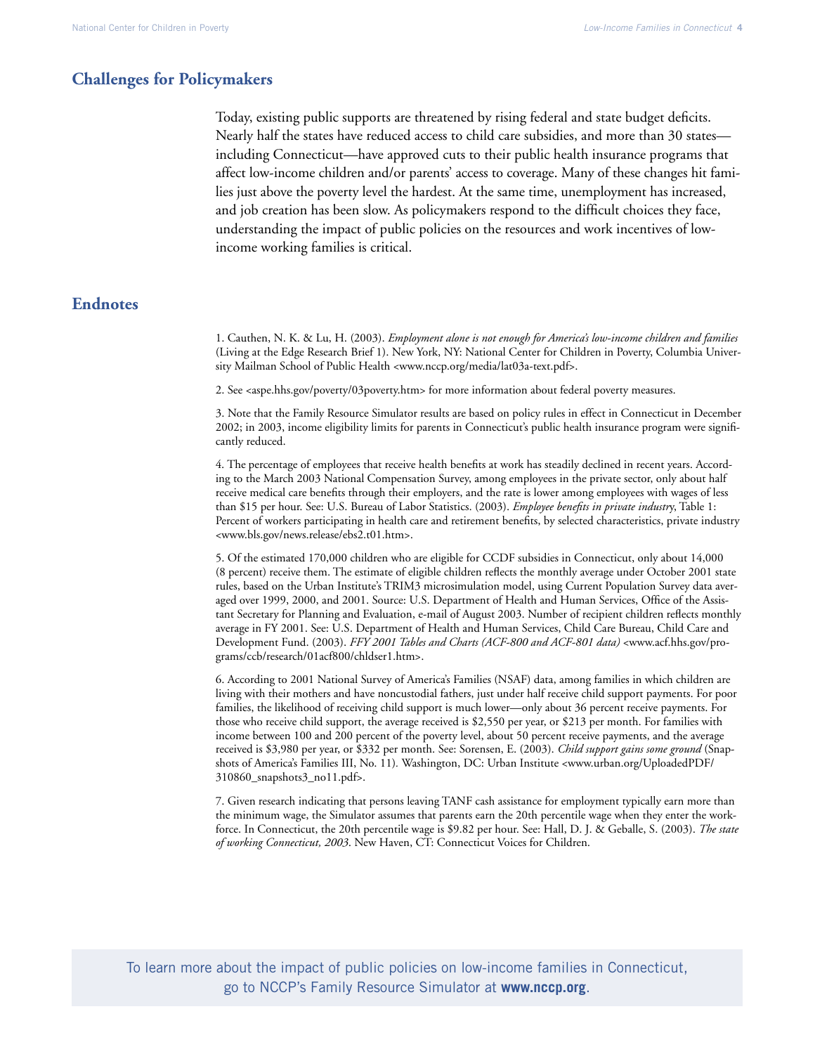## Challenges for Policymakers

Today, existing public supports are threatened by rising federal and state budget deficits. Nearly half the states have reduced access to child care subsidies, and more than 30 states—including Connecticut—have approved cuts to their public health insurance programs that affect low-income children and/or parents' access to coverage. Many of these changes hit families just above the poverty level the hardest. At the same time, unemployment has increased, and job creation has been slow. As policymakers respond to the difficult choices they face, understanding the impact of public policies on the resources and work incentives of low-income working families is critical.

## Endnotes

1. Cauthen, N. K. & Lu, H. (2003). *Employment alone is not enough for America's low-income children and families* (Living at the Edge Research Brief 1). New York, NY: National Center for Children in Poverty, Columbia University Mailman School of Public Health <www.nccp.org/media/lat03a-text.pdf>.

2. See <aspe.hhs.gov/poverty/03poverty.htm> for more information about federal poverty measures.

3. Note that the Family Resource Simulator results are based on policy rules in effect in Connecticut in December 2002; in 2003, income eligibility limits for parents in Connecticut's public health insurance program were significantly reduced.

4. The percentage of employees that receive health benefits at work has steadily declined in recent years. According to the March 2003 National Compensation Survey, among employees in the private sector, only about half receive medical care benefits through their employers, and the rate is lower among employees with wages of less than $15 per hour. See: U.S. Bureau of Labor Statistics. (2003). *Employee benefits in private industry*, Table 1: Percent of workers participating in health care and retirement benefits, by selected characteristics, private industry <www.bls.gov/news.release/ebs2.t01.htm>.

5. Of the estimated 170,000 children who are eligible for CCDF subsidies in Connecticut, only about 14,000 (8 percent) receive them. The estimate of eligible children reflects the monthly average under October 2001 state rules, based on the Urban Institute's TRIM3 microsimulation model, using Current Population Survey data averaged over 1999, 2000, and 2001. Source: U.S. Department of Health and Human Services, Office of the Assistant Secretary for Planning and Evaluation, e-mail of August 2003. Number of recipient children reflects monthly average in FY 2001. See: U.S. Department of Health and Human Services, Child Care Bureau, Child Care and Development Fund. (2003). *FFY 2001 Tables and Charts (ACF-800 and ACF-801 data)* <www.acf.hhs.gov/programs/ccb/research/01acf800/chldser1.htm>.

6. According to 2001 National Survey of America's Families (NSAF) data, among families in which children are living with their mothers and have noncustodial fathers, just under half receive child support payments. For poor families, the likelihood of receiving child support is much lower—only about 36 percent receive payments. For those who receive child support, the average received is $2,550 per year, or $213 per month. For families with income between 100 and 200 percent of the poverty level, about 50 percent receive payments, and the average received is $3,980 per year, or $332 per month. See: Sorensen, E. (2003). *Child support gains some ground* (Snapshots of America's Families III, No. 11). Washington, DC: Urban Institute <www.urban.org/UploadedPDF/310860_snapshots3_no11.pdf>.

7. Given research indicating that persons leaving TANF cash assistance for employment typically earn more than the minimum wage, the Simulator assumes that parents earn the 20th percentile wage when they enter the workforce. In Connecticut, the 20th percentile wage is $9.82 per hour. See: Hall, D. J. & Geballe, S. (2003). *The state of working Connecticut, 2003*. New Haven, CT: Connecticut Voices for Children.

To learn more about the impact of public policies on low-income families in Connecticut, go to NCCP's Family Resource Simulator at **www.nccp.org**.